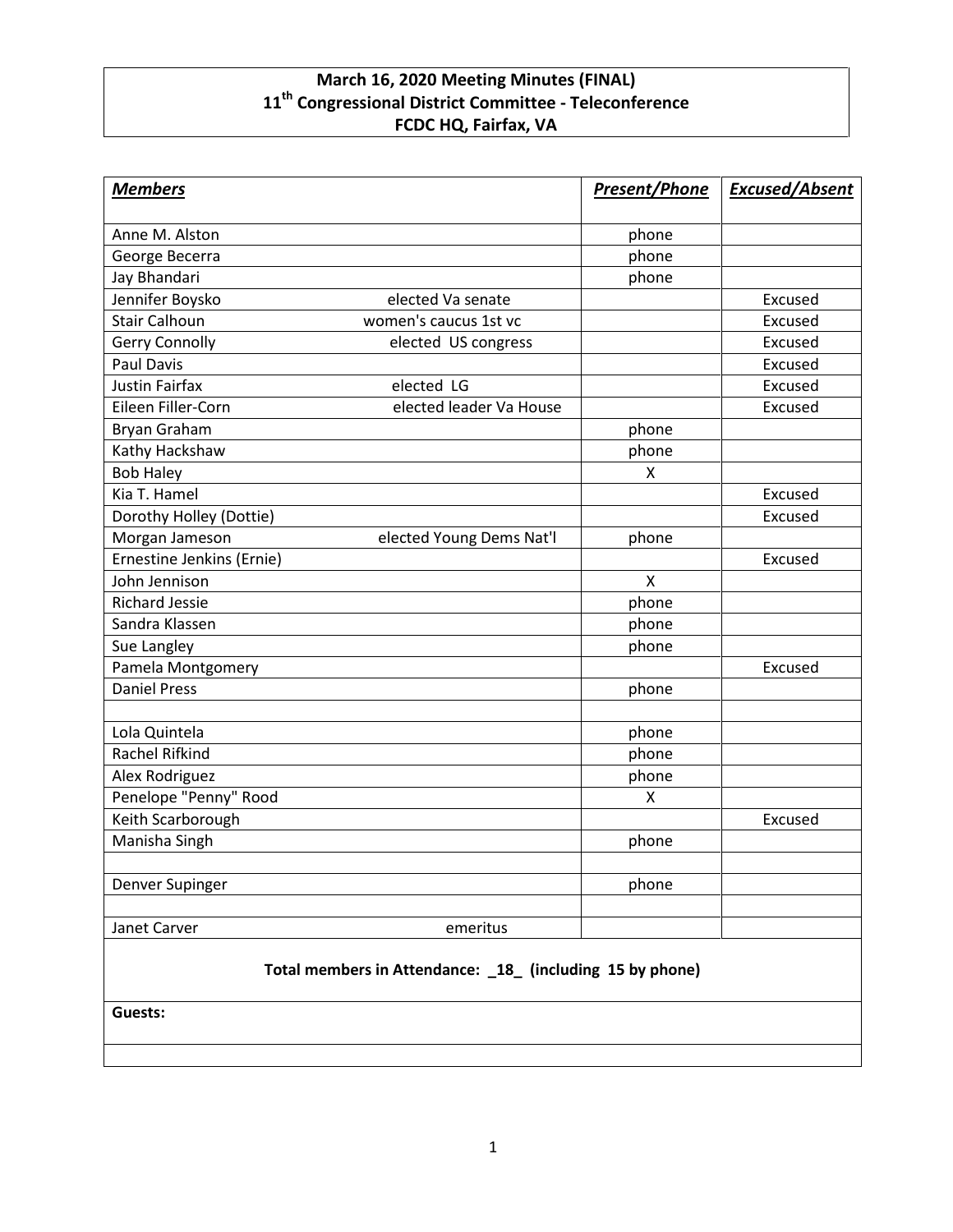**March 16, 2020 Meeting Minutes (FINAL)**
**11th Congressional District Committee - Teleconference**
**FCDC HQ, Fairfax, VA**

| ***Members*** | | ***Present/Phone*** | ***Excused/Absent*** |
|---|---|---|---|
| Anne M. Alston | | phone | |
| George Becerra | | phone | |
| Jay Bhandari | | phone | |
| Jennifer Boysko | elected Va senate | | Excused |
| Stair Calhoun | women's caucus 1st vc | | Excused |
| Gerry Connolly | elected US congress | | Excused |
| Paul Davis | | | Excused |
| Justin Fairfax | elected LG | | Excused |
| Eileen Filler-Corn | elected leader Va House | | Excused |
| Bryan Graham | | phone | |
| Kathy Hackshaw | | phone | |
| Bob Haley | | X | |
| Kia T. Hamel | | | Excused |
| Dorothy Holley (Dottie) | | | Excused |
| Morgan Jameson | elected Young Dems Nat'l | phone | |
| Ernestine Jenkins (Ernie) | | | Excused |
| John Jennison | | X | |
| Richard Jessie | | phone | |
| Sandra Klassen | | phone | |
| Sue Langley | | phone | |
| Pamela Montgomery | | | Excused |
| Daniel Press | | phone | |
| | | | |
| Lola Quintela | | phone | |
| Rachel Rifkind | | phone | |
| Alex Rodriguez | | phone | |
| Penelope "Penny" Rood | | X | |
| Keith Scarborough | | | Excused |
| Manisha Singh | | phone | |
| | | | |
| Denver Supinger | | phone | |
| | | | |
| Janet Carver | emeritus | | |

**Total members in Attendance: _18_ (including 15 by phone)**

**Guests:**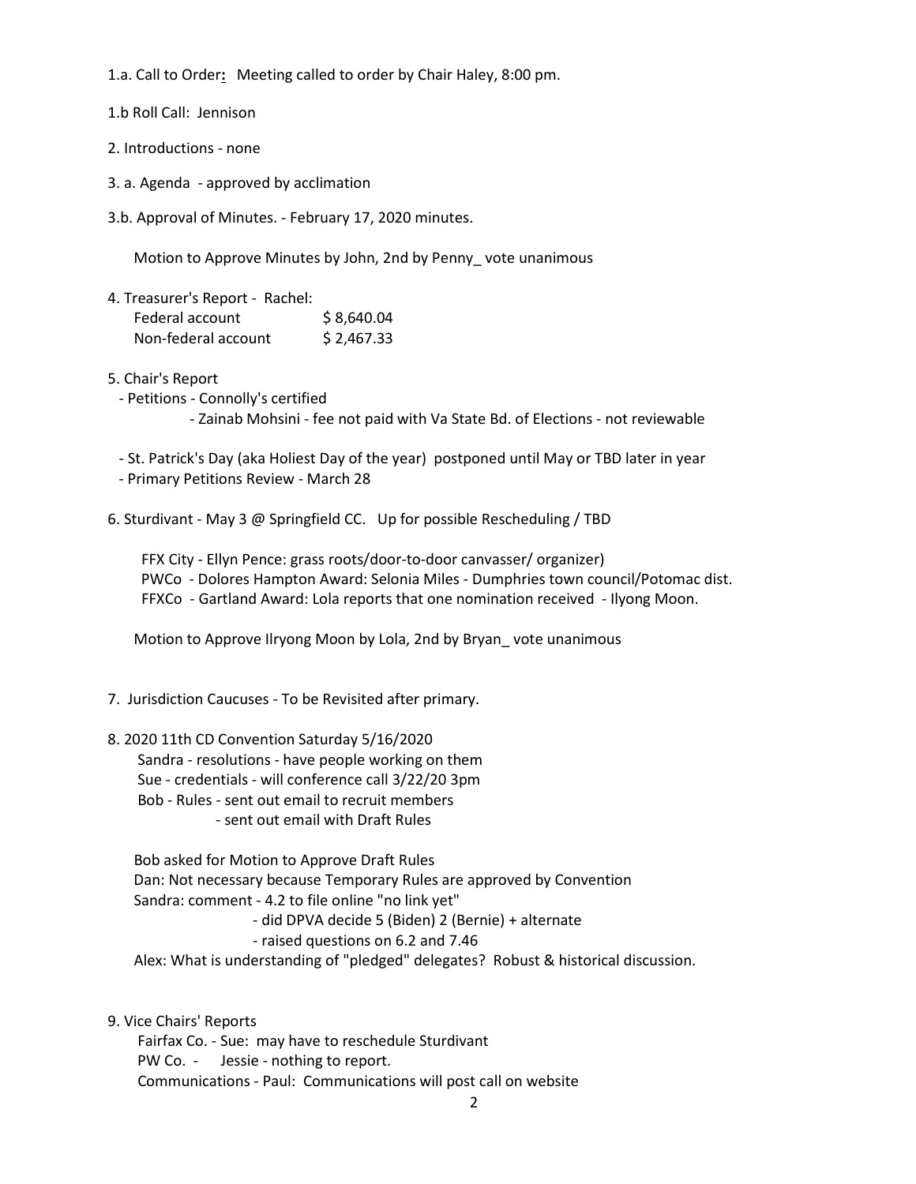1.a. Call to Order**:** Meeting called to order by Chair Haley, 8:00 pm.

1.b Roll Call: Jennison

2. Introductions - none

3. a. Agenda - approved by acclimation

3.b. Approval of Minutes. - February 17, 2020 minutes.

Motion to Approve Minutes by John, 2nd by Penny_ vote unanimous

4. Treasurer's Report - Rachel:

| | |
|---|---|
| Federal account | $ 8,640.04 |
| Non-federal account | $ 2,467.33 |

5. Chair's Report
   - Petitions - Connolly's certified
     - Zainab Mohsini - fee not paid with Va State Bd. of Elections - not reviewable
   - St. Patrick's Day (aka Holiest Day of the year) postponed until May or TBD later in year
   - Primary Petitions Review - March 28

6. Sturdivant - May 3 @ Springfield CC. Up for possible Rescheduling / TBD

   FFX City - Ellyn Pence: grass roots/door-to-door canvasser/ organizer)
   PWCo - Dolores Hampton Award: Selonia Miles - Dumphries town council/Potomac dist.
   FFXCo - Gartland Award: Lola reports that one nomination received - Ilyong Moon.

   Motion to Approve Ilryong Moon by Lola, 2nd by Bryan_ vote unanimous

7. Jurisdiction Caucuses - To be Revisited after primary.

8. 2020 11th CD Convention Saturday 5/16/2020
   Sandra - resolutions - have people working on them
   Sue - credentials - will conference call 3/22/20 3pm
   Bob - Rules - sent out email to recruit members
   - sent out email with Draft Rules

   Bob asked for Motion to Approve Draft Rules
   Dan: Not necessary because Temporary Rules are approved by Convention
   Sandra: comment - 4.2 to file online "no link yet"
   - did DPVA decide 5 (Biden) 2 (Bernie) + alternate
   - raised questions on 6.2 and 7.46
   Alex: What is understanding of "pledged" delegates? Robust & historical discussion.

9. Vice Chairs' Reports
   Fairfax Co. - Sue: may have to reschedule Sturdivant
   PW Co. - Jessie - nothing to report.
   Communications - Paul: Communications will post call on website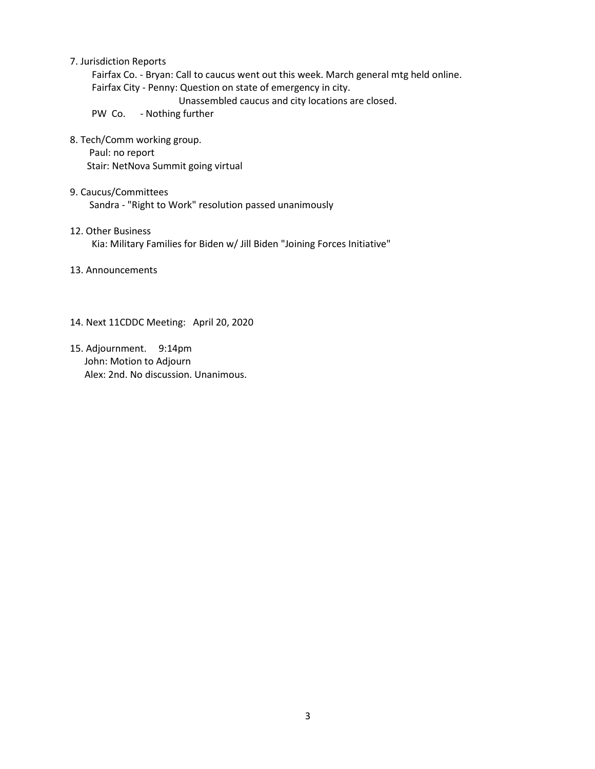7. Jurisdiction Reports

   Fairfax Co. - Bryan: Call to caucus went out this week. March general mtg held online.
   Fairfax City - Penny: Question on state of emergency in city.
   Unassembled caucus and city locations are closed.
   PW Co. - Nothing further

8. Tech/Comm working group.

   Paul: no report
   Stair: NetNova Summit going virtual

9. Caucus/Committees

   Sandra - "Right to Work" resolution passed unanimously

12. Other Business

   Kia: Military Families for Biden w/ Jill Biden "Joining Forces Initiative"

13. Announcements

14. Next 11CDDC Meeting: April 20, 2020

15. Adjournment. 9:14pm

   John: Motion to Adjourn
   Alex: 2nd. No discussion. Unanimous.